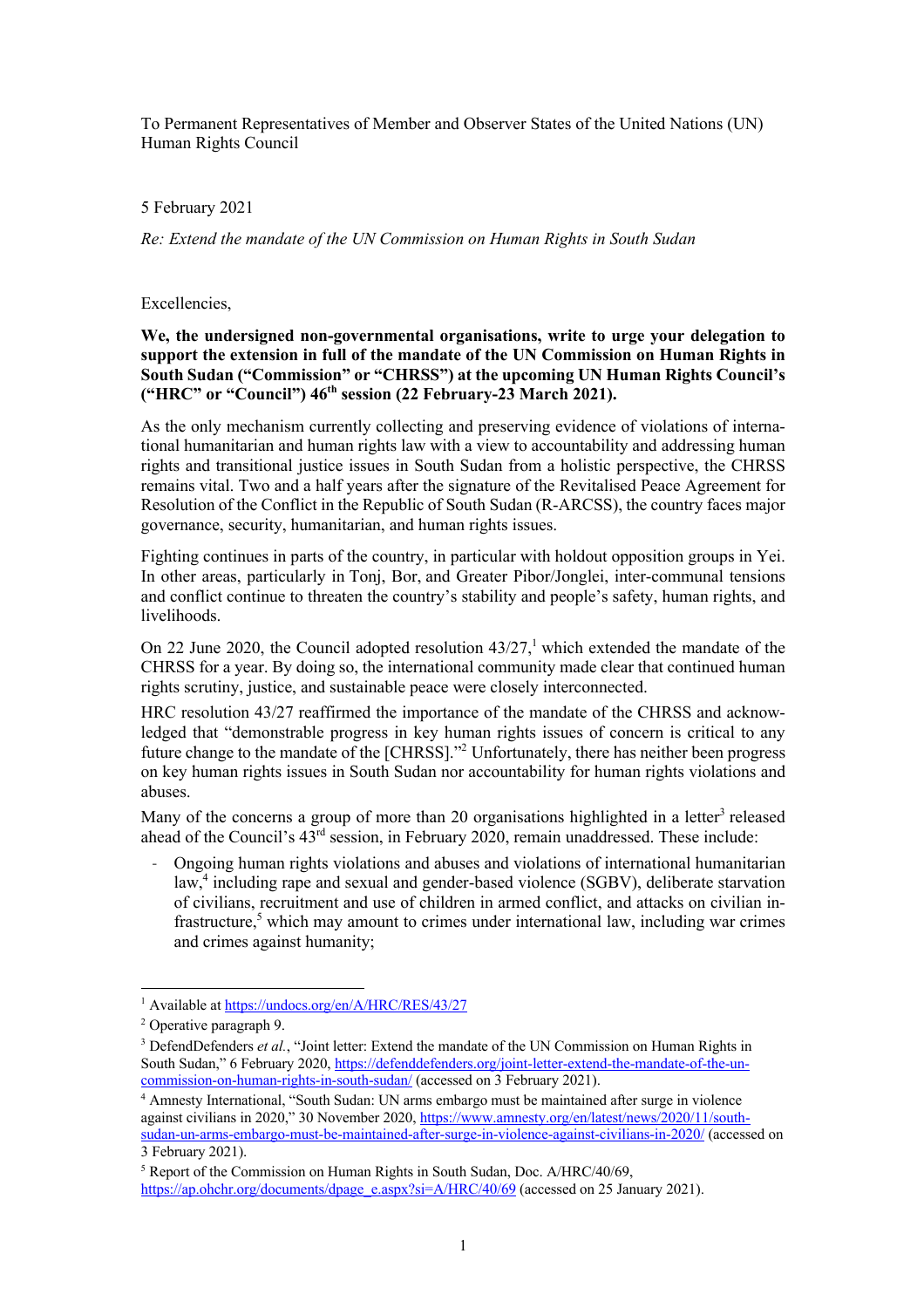To Permanent Representatives of Member and Observer States of the United Nations (UN) Human Rights Council

5 February 2021

*Re: Extend the mandate of the UN Commission on Human Rights in South Sudan*

Excellencies,

**We, the undersigned non-governmental organisations, write to urge your delegation to support the extension in full of the mandate of the UN Commission on Human Rights in South Sudan ("Commission" or "CHRSS") at the upcoming UN Human Rights Council's ("HRC" or "Council") 46th session (22 February-23 March 2021).**

As the only mechanism currently collecting and preserving evidence of violations of international humanitarian and human rights law with a view to accountability and addressing human rights and transitional justice issues in South Sudan from a holistic perspective, the CHRSS remains vital. Two and a half years after the signature of the Revitalised Peace Agreement for Resolution of the Conflict in the Republic of South Sudan (R-ARCSS), the country faces major governance, security, humanitarian, and human rights issues.

Fighting continues in parts of the country, in particular with holdout opposition groups in Yei. In other areas, particularly in Tonj, Bor, and Greater Pibor/Jonglei, inter-communal tensions and conflict continue to threaten the country's stability and people's safety, human rights, and livelihoods.

On 22 June 2020, the Council adopted resolution 43/27,[1] which extended the mandate of the CHRSS for a year. By doing so, the international community made clear that continued human rights scrutiny, justice, and sustainable peace were closely interconnected.

HRC resolution 43/27 reaffirmed the importance of the mandate of the CHRSS and acknowledged that "demonstrable progress in key human rights issues of concern is critical to any future change to the mandate of the [CHRSS]."[2] Unfortunately, there has neither been progress on key human rights issues in South Sudan nor accountability for human rights violations and abuses.

Many of the concerns a group of more than 20 organisations highlighted in a letter[3] released ahead of the Council's 43rd session, in February 2020, remain unaddressed. These include:

- Ongoing human rights violations and abuses and violations of international humanitarian law,[4] including rape and sexual and gender-based violence (SGBV), deliberate starvation of civilians, recruitment and use of children in armed conflict, and attacks on civilian infrastructure,[5] which may amount to crimes under international law, including war crimes and crimes against humanity;

---

[1] Available at https://undocs.org/en/A/HRC/RES/43/27

[2] Operative paragraph 9.

[3] DefendDefenders *et al.*, "Joint letter: Extend the mandate of the UN Commission on Human Rights in South Sudan," 6 February 2020, https://defenddefenders.org/joint-letter-extend-the-mandate-of-the-un-commission-on-human-rights-in-south-sudan/ (accessed on 3 February 2021).

[4] Amnesty International, "South Sudan: UN arms embargo must be maintained after surge in violence against civilians in 2020," 30 November 2020, https://www.amnesty.org/en/latest/news/2020/11/south-sudan-un-arms-embargo-must-be-maintained-after-surge-in-violence-against-civilians-in-2020/ (accessed on 3 February 2021).

[5] Report of the Commission on Human Rights in South Sudan, Doc. A/HRC/40/69, https://ap.ohchr.org/documents/dpage_e.aspx?si=A/HRC/40/69 (accessed on 25 January 2021).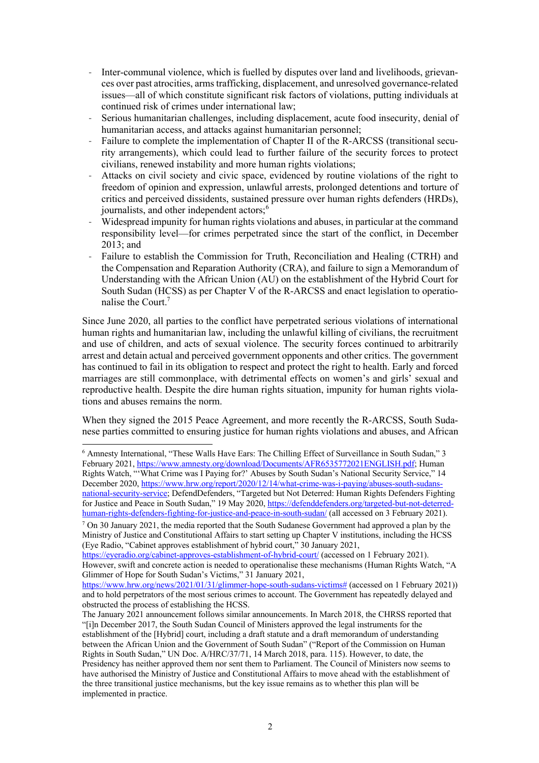- Inter-communal violence, which is fuelled by disputes over land and livelihoods, grievances over past atrocities, arms trafficking, displacement, and unresolved governance-related issues—all of which constitute significant risk factors of violations, putting individuals at continued risk of crimes under international law;
- Serious humanitarian challenges, including displacement, acute food insecurity, denial of humanitarian access, and attacks against humanitarian personnel;
- Failure to complete the implementation of Chapter II of the R-ARCSS (transitional security arrangements), which could lead to further failure of the security forces to protect civilians, renewed instability and more human rights violations;
- Attacks on civil society and civic space, evidenced by routine violations of the right to freedom of opinion and expression, unlawful arrests, prolonged detentions and torture of critics and perceived dissidents, sustained pressure over human rights defenders (HRDs), journalists, and other independent actors;[6]
- Widespread impunity for human rights violations and abuses, in particular at the command responsibility level—for crimes perpetrated since the start of the conflict, in December 2013; and
- Failure to establish the Commission for Truth, Reconciliation and Healing (CTRH) and the Compensation and Reparation Authority (CRA), and failure to sign a Memorandum of Understanding with the African Union (AU) on the establishment of the Hybrid Court for South Sudan (HCSS) as per Chapter V of the R-ARCSS and enact legislation to operationalise the Court.[7]

Since June 2020, all parties to the conflict have perpetrated serious violations of international human rights and humanitarian law, including the unlawful killing of civilians, the recruitment and use of children, and acts of sexual violence. The security forces continued to arbitrarily arrest and detain actual and perceived government opponents and other critics. The government has continued to fail in its obligation to respect and protect the right to health. Early and forced marriages are still commonplace, with detrimental effects on women's and girls' sexual and reproductive health. Despite the dire human rights situation, impunity for human rights violations and abuses remains the norm.

When they signed the 2015 Peace Agreement, and more recently the R-ARCSS, South Sudanese parties committed to ensuring justice for human rights violations and abuses, and African

---

[6] Amnesty International, "These Walls Have Ears: The Chilling Effect of Surveillance in South Sudan," 3 February 2021, https://www.amnesty.org/download/Documents/AFR6535772021ENGLISH.pdf; Human Rights Watch, "'What Crime was I Paying for?' Abuses by South Sudan's National Security Service," 14 December 2020, https://www.hrw.org/report/2020/12/14/what-crime-was-i-paying/abuses-south-sudans-national-security-service; DefendDefenders, "Targeted but Not Deterred: Human Rights Defenders Fighting for Justice and Peace in South Sudan," 19 May 2020, https://defenddefenders.org/targeted-but-not-deterred-human-rights-defenders-fighting-for-justice-and-peace-in-south-sudan/ (all accessed on 3 February 2021).

[7] On 30 January 2021, the media reported that the South Sudanese Government had approved a plan by the Ministry of Justice and Constitutional Affairs to start setting up Chapter V institutions, including the HCSS (Eye Radio, "Cabinet approves establishment of hybrid court," 30 January 2021, https://eyeradio.org/cabinet-approves-establishment-of-hybrid-court/ (accessed on 1 February 2021). However, swift and concrete action is needed to operationalise these mechanisms (Human Rights Watch, "A Glimmer of Hope for South Sudan's Victims," 31 January 2021, https://www.hrw.org/news/2021/01/31/glimmer-hope-south-sudans-victims# (accessed on 1 February 2021)) and to hold perpetrators of the most serious crimes to account. The Government has repeatedly delayed and obstructed the process of establishing the HCSS.

The January 2021 announcement follows similar announcements. In March 2018, the CHRSS reported that "[i]n December 2017, the South Sudan Council of Ministers approved the legal instruments for the establishment of the [Hybrid] court, including a draft statute and a draft memorandum of understanding between the African Union and the Government of South Sudan" ("Report of the Commission on Human Rights in South Sudan," UN Doc. A/HRC/37/71, 14 March 2018, para. 115). However, to date, the Presidency has neither approved them nor sent them to Parliament. The Council of Ministers now seems to have authorised the Ministry of Justice and Constitutional Affairs to move ahead with the establishment of the three transitional justice mechanisms, but the key issue remains as to whether this plan will be implemented in practice.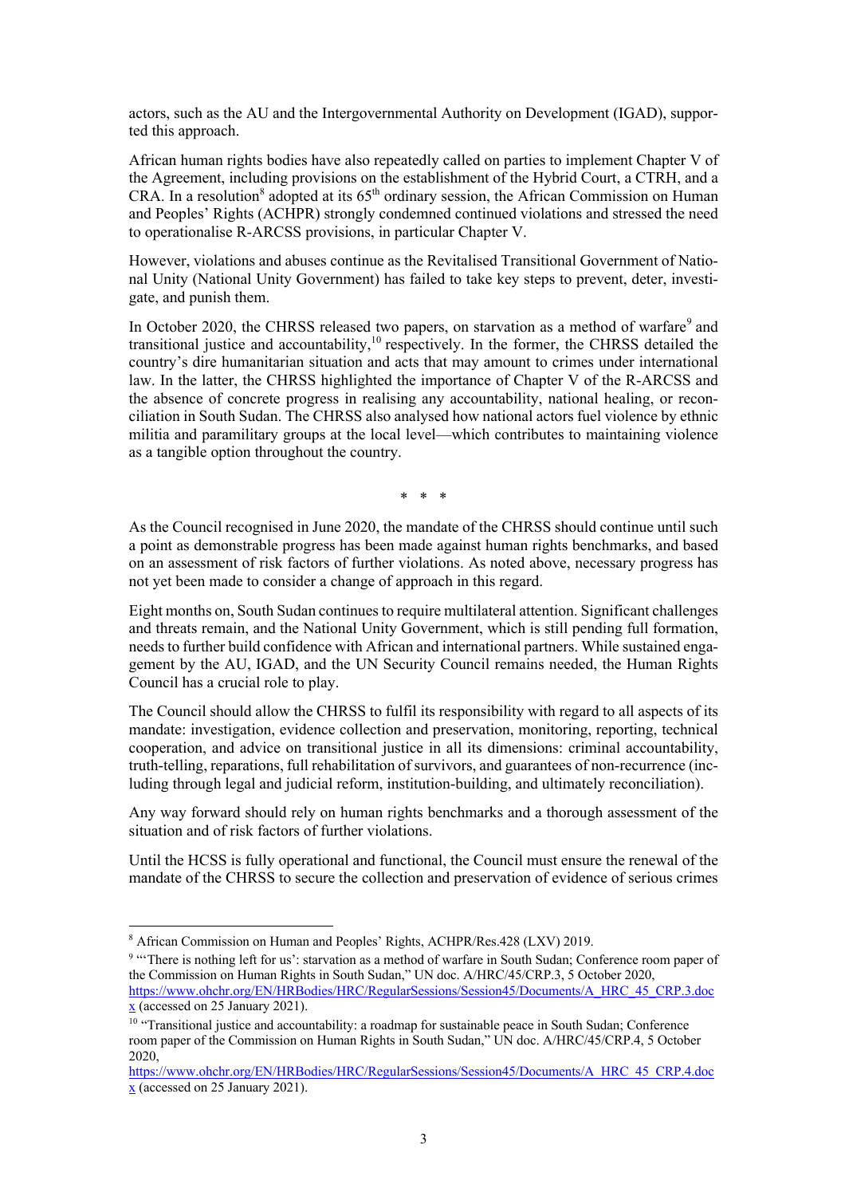actors, such as the AU and the Intergovernmental Authority on Development (IGAD), supported this approach.

African human rights bodies have also repeatedly called on parties to implement Chapter V of the Agreement, including provisions on the establishment of the Hybrid Court, a CTRH, and a CRA. In a resolution[8] adopted at its 65th ordinary session, the African Commission on Human and Peoples' Rights (ACHPR) strongly condemned continued violations and stressed the need to operationalise R-ARCSS provisions, in particular Chapter V.

However, violations and abuses continue as the Revitalised Transitional Government of National Unity (National Unity Government) has failed to take key steps to prevent, deter, investigate, and punish them.

In October 2020, the CHRSS released two papers, on starvation as a method of warfare[9] and transitional justice and accountability,[10] respectively. In the former, the CHRSS detailed the country's dire humanitarian situation and acts that may amount to crimes under international law. In the latter, the CHRSS highlighted the importance of Chapter V of the R-ARCSS and the absence of concrete progress in realising any accountability, national healing, or reconciliation in South Sudan. The CHRSS also analysed how national actors fuel violence by ethnic militia and paramilitary groups at the local level—which contributes to maintaining violence as a tangible option throughout the country.

\* \* \*

As the Council recognised in June 2020, the mandate of the CHRSS should continue until such a point as demonstrable progress has been made against human rights benchmarks, and based on an assessment of risk factors of further violations. As noted above, necessary progress has not yet been made to consider a change of approach in this regard.

Eight months on, South Sudan continues to require multilateral attention. Significant challenges and threats remain, and the National Unity Government, which is still pending full formation, needs to further build confidence with African and international partners. While sustained engagement by the AU, IGAD, and the UN Security Council remains needed, the Human Rights Council has a crucial role to play.

The Council should allow the CHRSS to fulfil its responsibility with regard to all aspects of its mandate: investigation, evidence collection and preservation, monitoring, reporting, technical cooperation, and advice on transitional justice in all its dimensions: criminal accountability, truth-telling, reparations, full rehabilitation of survivors, and guarantees of non-recurrence (including through legal and judicial reform, institution-building, and ultimately reconciliation).

Any way forward should rely on human rights benchmarks and a thorough assessment of the situation and of risk factors of further violations.

Until the HCSS is fully operational and functional, the Council must ensure the renewal of the mandate of the CHRSS to secure the collection and preservation of evidence of serious crimes

---

[8] African Commission on Human and Peoples' Rights, ACHPR/Res.428 (LXV) 2019.

[9] "'There is nothing left for us': starvation as a method of warfare in South Sudan; Conference room paper of the Commission on Human Rights in South Sudan," UN doc. A/HRC/45/CRP.3, 5 October 2020, https://www.ohchr.org/EN/HRBodies/HRC/RegularSessions/Session45/Documents/A_HRC_45_CRP.3.docx (accessed on 25 January 2021).

[10] "Transitional justice and accountability: a roadmap for sustainable peace in South Sudan; Conference room paper of the Commission on Human Rights in South Sudan," UN doc. A/HRC/45/CRP.4, 5 October 2020, https://www.ohchr.org/EN/HRBodies/HRC/RegularSessions/Session45/Documents/A_HRC_45_CRP.4.docx (accessed on 25 January 2021).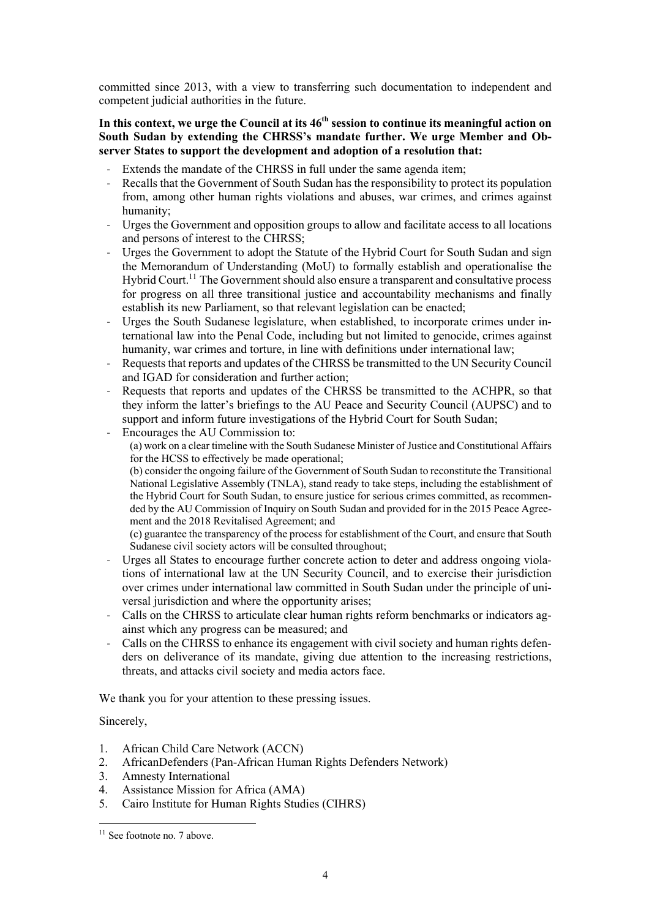committed since 2013, with a view to transferring such documentation to independent and competent judicial authorities in the future.

**In this context, we urge the Council at its 46th session to continue its meaningful action on South Sudan by extending the CHRSS's mandate further. We urge Member and Observer States to support the development and adoption of a resolution that:**

- Extends the mandate of the CHRSS in full under the same agenda item;
- Recalls that the Government of South Sudan has the responsibility to protect its population from, among other human rights violations and abuses, war crimes, and crimes against humanity;
- Urges the Government and opposition groups to allow and facilitate access to all locations and persons of interest to the CHRSS;
- Urges the Government to adopt the Statute of the Hybrid Court for South Sudan and sign the Memorandum of Understanding (MoU) to formally establish and operationalise the Hybrid Court.[11] The Government should also ensure a transparent and consultative process for progress on all three transitional justice and accountability mechanisms and finally establish its new Parliament, so that relevant legislation can be enacted;
- Urges the South Sudanese legislature, when established, to incorporate crimes under international law into the Penal Code, including but not limited to genocide, crimes against humanity, war crimes and torture, in line with definitions under international law;
- Requests that reports and updates of the CHRSS be transmitted to the UN Security Council and IGAD for consideration and further action;
- Requests that reports and updates of the CHRSS be transmitted to the ACHPR, so that they inform the latter's briefings to the AU Peace and Security Council (AUPSC) and to support and inform future investigations of the Hybrid Court for South Sudan;
- Encourages the AU Commission to:
  (a) work on a clear timeline with the South Sudanese Minister of Justice and Constitutional Affairs for the HCSS to effectively be made operational;
  (b) consider the ongoing failure of the Government of South Sudan to reconstitute the Transitional National Legislative Assembly (TNLA), stand ready to take steps, including the establishment of the Hybrid Court for South Sudan, to ensure justice for serious crimes committed, as recommended by the AU Commission of Inquiry on South Sudan and provided for in the 2015 Peace Agreement and the 2018 Revitalised Agreement; and
  (c) guarantee the transparency of the process for establishment of the Court, and ensure that South Sudanese civil society actors will be consulted throughout;
- Urges all States to encourage further concrete action to deter and address ongoing violations of international law at the UN Security Council, and to exercise their jurisdiction over crimes under international law committed in South Sudan under the principle of universal jurisdiction and where the opportunity arises;
- Calls on the CHRSS to articulate clear human rights reform benchmarks or indicators against which any progress can be measured; and
- Calls on the CHRSS to enhance its engagement with civil society and human rights defenders on deliverance of its mandate, giving due attention to the increasing restrictions, threats, and attacks civil society and media actors face.

We thank you for your attention to these pressing issues.

Sincerely,

1. African Child Care Network (ACCN)
2. AfricanDefenders (Pan-African Human Rights Defenders Network)
3. Amnesty International
4. Assistance Mission for Africa (AMA)
5. Cairo Institute for Human Rights Studies (CIHRS)

[11] See footnote no. 7 above.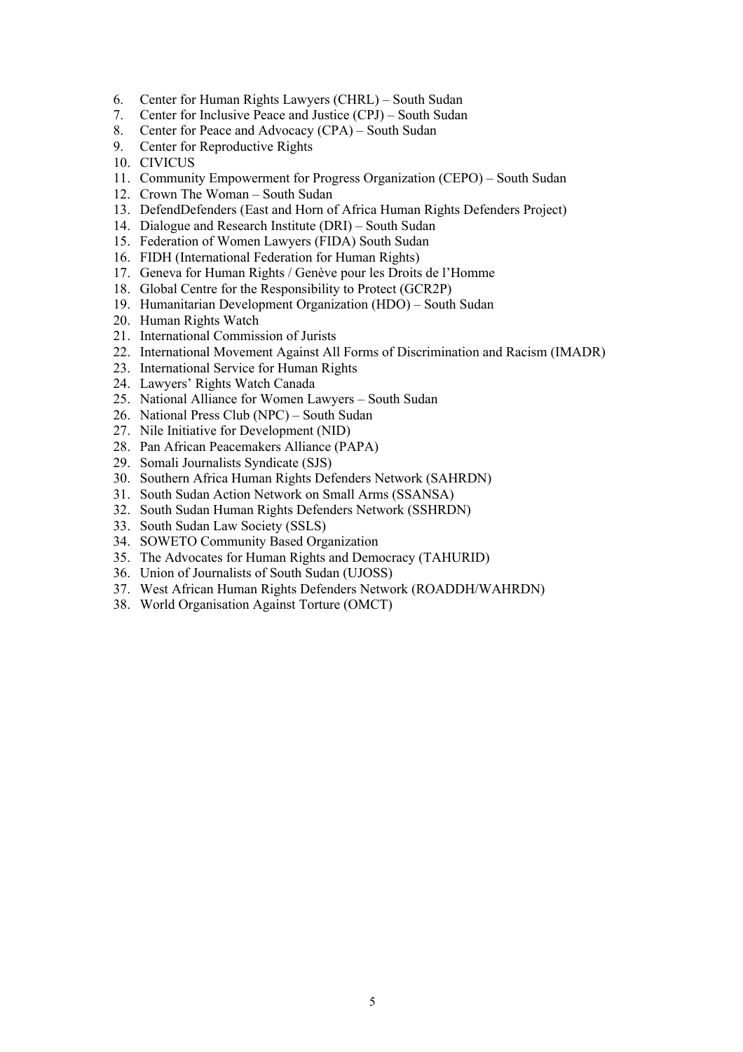6. Center for Human Rights Lawyers (CHRL) – South Sudan
7. Center for Inclusive Peace and Justice (CPJ) – South Sudan
8. Center for Peace and Advocacy (CPA) – South Sudan
9. Center for Reproductive Rights
10. CIVICUS
11. Community Empowerment for Progress Organization (CEPO) – South Sudan
12. Crown The Woman – South Sudan
13. DefendDefenders (East and Horn of Africa Human Rights Defenders Project)
14. Dialogue and Research Institute (DRI) – South Sudan
15. Federation of Women Lawyers (FIDA) South Sudan
16. FIDH (International Federation for Human Rights)
17. Geneva for Human Rights / Genève pour les Droits de l'Homme
18. Global Centre for the Responsibility to Protect (GCR2P)
19. Humanitarian Development Organization (HDO) – South Sudan
20. Human Rights Watch
21. International Commission of Jurists
22. International Movement Against All Forms of Discrimination and Racism (IMADR)
23. International Service for Human Rights
24. Lawyers' Rights Watch Canada
25. National Alliance for Women Lawyers – South Sudan
26. National Press Club (NPC) – South Sudan
27. Nile Initiative for Development (NID)
28. Pan African Peacemakers Alliance (PAPA)
29. Somali Journalists Syndicate (SJS)
30. Southern Africa Human Rights Defenders Network (SAHRDN)
31. South Sudan Action Network on Small Arms (SSANSA)
32. South Sudan Human Rights Defenders Network (SSHRDN)
33. South Sudan Law Society (SSLS)
34. SOWETO Community Based Organization
35. The Advocates for Human Rights and Democracy (TAHURID)
36. Union of Journalists of South Sudan (UJOSS)
37. West African Human Rights Defenders Network (ROADDH/WAHRDN)
38. World Organisation Against Torture (OMCT)